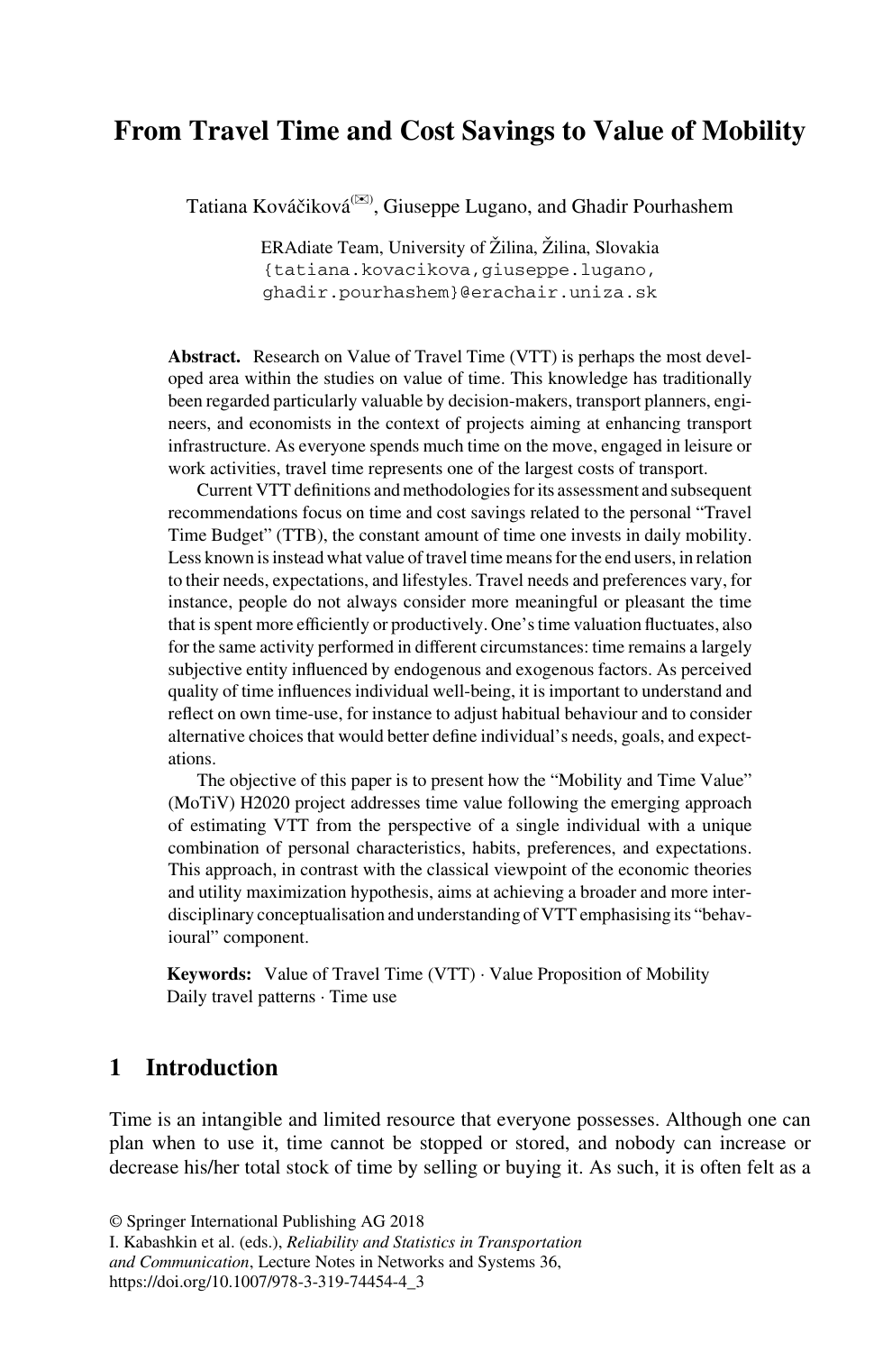# From Travel Time and Cost Savings to Value of Mobility

Tatiana Kováčiková, Giuseppe Lugano, and Ghadir Pourhashem

ERAdiate Team, University of Žilina, Žilina, Slovakia
{tatiana.kovacikova,giuseppe.lugano,
ghadir.pourhashem}@erachair.uniza.sk

**Abstract.** Research on Value of Travel Time (VTT) is perhaps the most developed area within the studies on value of time. This knowledge has traditionally been regarded particularly valuable by decision-makers, transport planners, engineers, and economists in the context of projects aiming at enhancing transport infrastructure. As everyone spends much time on the move, engaged in leisure or work activities, travel time represents one of the largest costs of transport.

Current VTT definitions and methodologies for its assessment and subsequent recommendations focus on time and cost savings related to the personal "Travel Time Budget" (TTB), the constant amount of time one invests in daily mobility. Less known is instead what value of travel time means for the end users, in relation to their needs, expectations, and lifestyles. Travel needs and preferences vary, for instance, people do not always consider more meaningful or pleasant the time that is spent more efficiently or productively. One's time valuation fluctuates, also for the same activity performed in different circumstances: time remains a largely subjective entity influenced by endogenous and exogenous factors. As perceived quality of time influences individual well-being, it is important to understand and reflect on own time-use, for instance to adjust habitual behaviour and to consider alternative choices that would better define individual's needs, goals, and expectations.

The objective of this paper is to present how the "Mobility and Time Value" (MoTiV) H2020 project addresses time value following the emerging approach of estimating VTT from the perspective of a single individual with a unique combination of personal characteristics, habits, preferences, and expectations. This approach, in contrast with the classical viewpoint of the economic theories and utility maximization hypothesis, aims at achieving a broader and more interdisciplinary conceptualisation and understanding of VTT emphasising its "behavioural" component.

**Keywords:** Value of Travel Time (VTT) · Value Proposition of Mobility Daily travel patterns · Time use

## 1 Introduction

Time is an intangible and limited resource that everyone possesses. Although one can plan when to use it, time cannot be stopped or stored, and nobody can increase or decrease his/her total stock of time by selling or buying it. As such, it is often felt as a

© Springer International Publishing AG 2018
I. Kabashkin et al. (eds.), *Reliability and Statistics in Transportation and Communication*, Lecture Notes in Networks and Systems 36,
https://doi.org/10.1007/978-3-319-74454-4_3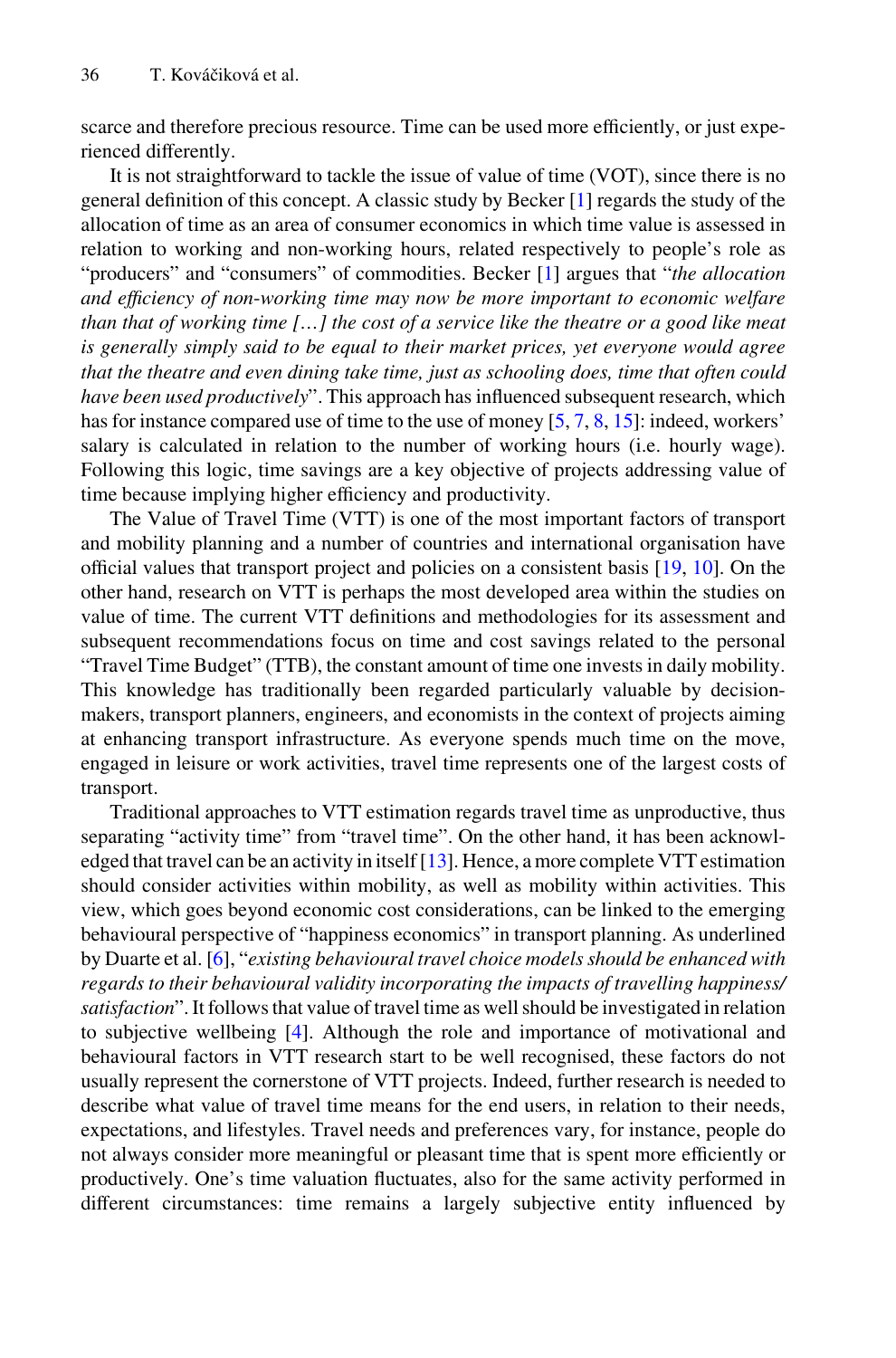scarce and therefore precious resource. Time can be used more efficiently, or just experienced differently.

It is not straightforward to tackle the issue of value of time (VOT), since there is no general definition of this concept. A classic study by Becker [1] regards the study of the allocation of time as an area of consumer economics in which time value is assessed in relation to working and non-working hours, related respectively to people's role as "producers" and "consumers" of commodities. Becker [1] argues that "*the allocation and efficiency of non-working time may now be more important to economic welfare than that of working time […] the cost of a service like the theatre or a good like meat is generally simply said to be equal to their market prices, yet everyone would agree that the theatre and even dining take time, just as schooling does, time that often could have been used productively*". This approach has influenced subsequent research, which has for instance compared use of time to the use of money [5, 7, 8, 15]: indeed, workers' salary is calculated in relation to the number of working hours (i.e. hourly wage). Following this logic, time savings are a key objective of projects addressing value of time because implying higher efficiency and productivity.

The Value of Travel Time (VTT) is one of the most important factors of transport and mobility planning and a number of countries and international organisation have official values that transport project and policies on a consistent basis [19, 10]. On the other hand, research on VTT is perhaps the most developed area within the studies on value of time. The current VTT definitions and methodologies for its assessment and subsequent recommendations focus on time and cost savings related to the personal "Travel Time Budget" (TTB), the constant amount of time one invests in daily mobility. This knowledge has traditionally been regarded particularly valuable by decision-makers, transport planners, engineers, and economists in the context of projects aiming at enhancing transport infrastructure. As everyone spends much time on the move, engaged in leisure or work activities, travel time represents one of the largest costs of transport.

Traditional approaches to VTT estimation regards travel time as unproductive, thus separating "activity time" from "travel time". On the other hand, it has been acknowledged that travel can be an activity in itself [13]. Hence, a more complete VTT estimation should consider activities within mobility, as well as mobility within activities. This view, which goes beyond economic cost considerations, can be linked to the emerging behavioural perspective of "happiness economics" in transport planning. As underlined by Duarte et al. [6], "*existing behavioural travel choice models should be enhanced with regards to their behavioural validity incorporating the impacts of travelling happiness/satisfaction*". It follows that value of travel time as well should be investigated in relation to subjective wellbeing [4]. Although the role and importance of motivational and behavioural factors in VTT research start to be well recognised, these factors do not usually represent the cornerstone of VTT projects. Indeed, further research is needed to describe what value of travel time means for the end users, in relation to their needs, expectations, and lifestyles. Travel needs and preferences vary, for instance, people do not always consider more meaningful or pleasant time that is spent more efficiently or productively. One's time valuation fluctuates, also for the same activity performed in different circumstances: time remains a largely subjective entity influenced by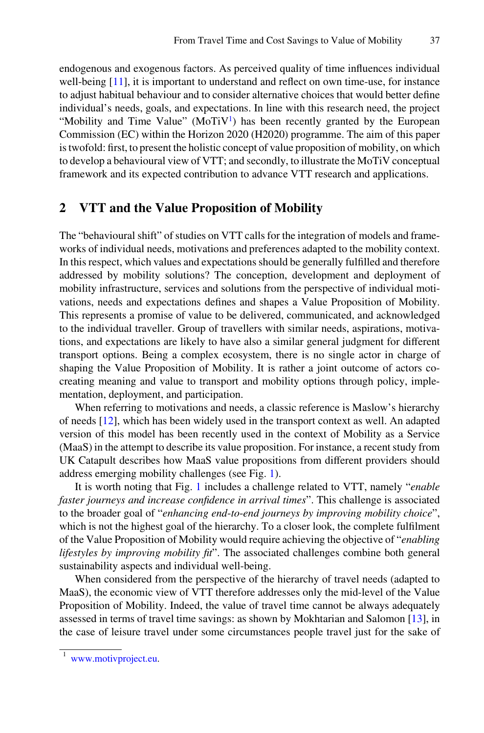endogenous and exogenous factors. As perceived quality of time influences individual well-being [11], it is important to understand and reflect on own time-use, for instance to adjust habitual behaviour and to consider alternative choices that would better define individual's needs, goals, and expectations. In line with this research need, the project "Mobility and Time Value" (MoTiV[1]) has been recently granted by the European Commission (EC) within the Horizon 2020 (H2020) programme. The aim of this paper is twofold: first, to present the holistic concept of value proposition of mobility, on which to develop a behavioural view of VTT; and secondly, to illustrate the MoTiV conceptual framework and its expected contribution to advance VTT research and applications.

## 2 VTT and the Value Proposition of Mobility

The "behavioural shift" of studies on VTT calls for the integration of models and frameworks of individual needs, motivations and preferences adapted to the mobility context. In this respect, which values and expectations should be generally fulfilled and therefore addressed by mobility solutions? The conception, development and deployment of mobility infrastructure, services and solutions from the perspective of individual motivations, needs and expectations defines and shapes a Value Proposition of Mobility. This represents a promise of value to be delivered, communicated, and acknowledged to the individual traveller. Group of travellers with similar needs, aspirations, motivations, and expectations are likely to have also a similar general judgment for different transport options. Being a complex ecosystem, there is no single actor in charge of shaping the Value Proposition of Mobility. It is rather a joint outcome of actors co-creating meaning and value to transport and mobility options through policy, implementation, deployment, and participation.

When referring to motivations and needs, a classic reference is Maslow's hierarchy of needs [12], which has been widely used in the transport context as well. An adapted version of this model has been recently used in the context of Mobility as a Service (MaaS) in the attempt to describe its value proposition. For instance, a recent study from UK Catapult describes how MaaS value propositions from different providers should address emerging mobility challenges (see Fig. 1).

It is worth noting that Fig. 1 includes a challenge related to VTT, namely "*enable faster journeys and increase confidence in arrival times*". This challenge is associated to the broader goal of "*enhancing end-to-end journeys by improving mobility choice*", which is not the highest goal of the hierarchy. To a closer look, the complete fulfilment of the Value Proposition of Mobility would require achieving the objective of "*enabling lifestyles by improving mobility fit*". The associated challenges combine both general sustainability aspects and individual well-being.

When considered from the perspective of the hierarchy of travel needs (adapted to MaaS), the economic view of VTT therefore addresses only the mid-level of the Value Proposition of Mobility. Indeed, the value of travel time cannot be always adequately assessed in terms of travel time savings: as shown by Mokhtarian and Salomon [13], in the case of leisure travel under some circumstances people travel just for the sake of

---

[1] www.motivproject.eu.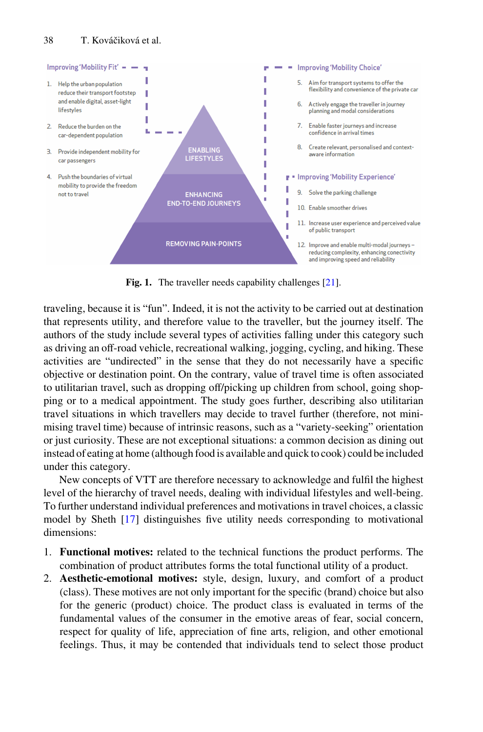Improving 'Mobility Fit'

1. Help the urban population reduce their transport footstep and enable digital, asset-light lifestyles
2. Reduce the burden on the car-dependent population
3. Provide independent mobility for car passengers
4. Push the boundaries of virtual mobility to provide the freedom not to travel

ENABLING LIFESTYLES

ENHANCING END-TO-END JOURNEYS

REMOVING PAIN-POINTS

Improving 'Mobility Choice'

5. Aim for transport systems to offer the flexibility and convenience of the private car
6. Actively engage the traveller in journey planning and modal considerations
7. Enable faster journeys and increase confidence in arrival times
8. Create relevant, personalised and context-aware information

Improving 'Mobility Experience'

9. Solve the parking challenge
10. Enable smoother drives
11. Increase user experience and perceived value of public transport
12. Improve and enable multi-modal journeys – reducing complexity, enhancing conectivity and improving speed and reliability

**Fig. 1.** The traveller needs capability challenges [21].

traveling, because it is "fun". Indeed, it is not the activity to be carried out at destination that represents utility, and therefore value to the traveller, but the journey itself. The authors of the study include several types of activities falling under this category such as driving an off-road vehicle, recreational walking, jogging, cycling, and hiking. These activities are "undirected" in the sense that they do not necessarily have a specific objective or destination point. On the contrary, value of travel time is often associated to utilitarian travel, such as dropping off/picking up children from school, going shopping or to a medical appointment. The study goes further, describing also utilitarian travel situations in which travellers may decide to travel further (therefore, not minimising travel time) because of intrinsic reasons, such as a "variety-seeking" orientation or just curiosity. These are not exceptional situations: a common decision as dining out instead of eating at home (although food is available and quick to cook) could be included under this category.

New concepts of VTT are therefore necessary to acknowledge and fulfil the highest level of the hierarchy of travel needs, dealing with individual lifestyles and well-being. To further understand individual preferences and motivations in travel choices, a classic model by Sheth [17] distinguishes five utility needs corresponding to motivational dimensions:

1. **Functional motives:** related to the technical functions the product performs. The combination of product attributes forms the total functional utility of a product.
2. **Aesthetic-emotional motives:** style, design, luxury, and comfort of a product (class). These motives are not only important for the specific (brand) choice but also for the generic (product) choice. The product class is evaluated in terms of the fundamental values of the consumer in the emotive areas of fear, social concern, respect for quality of life, appreciation of fine arts, religion, and other emotional feelings. Thus, it may be contended that individuals tend to select those product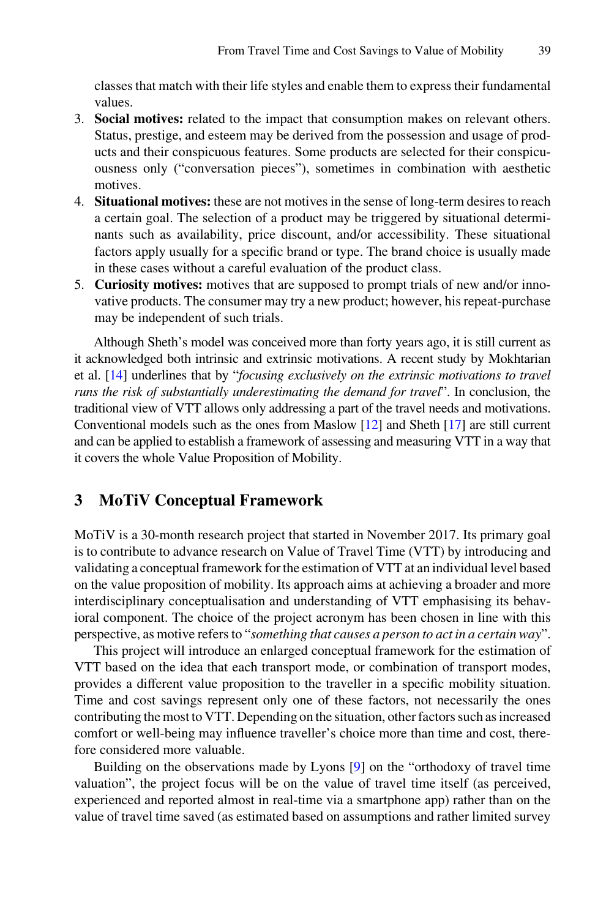classes that match with their life styles and enable them to express their fundamental values.

3. **Social motives:** related to the impact that consumption makes on relevant others. Status, prestige, and esteem may be derived from the possession and usage of products and their conspicuous features. Some products are selected for their conspicuousness only ("conversation pieces"), sometimes in combination with aesthetic motives.
4. **Situational motives:** these are not motives in the sense of long-term desires to reach a certain goal. The selection of a product may be triggered by situational determinants such as availability, price discount, and/or accessibility. These situational factors apply usually for a specific brand or type. The brand choice is usually made in these cases without a careful evaluation of the product class.
5. **Curiosity motives:** motives that are supposed to prompt trials of new and/or innovative products. The consumer may try a new product; however, his repeat-purchase may be independent of such trials.

Although Sheth's model was conceived more than forty years ago, it is still current as it acknowledged both intrinsic and extrinsic motivations. A recent study by Mokhtarian et al. [14] underlines that by "*focusing exclusively on the extrinsic motivations to travel runs the risk of substantially underestimating the demand for travel*". In conclusion, the traditional view of VTT allows only addressing a part of the travel needs and motivations. Conventional models such as the ones from Maslow [12] and Sheth [17] are still current and can be applied to establish a framework of assessing and measuring VTT in a way that it covers the whole Value Proposition of Mobility.

## 3 MoTiV Conceptual Framework

MoTiV is a 30-month research project that started in November 2017. Its primary goal is to contribute to advance research on Value of Travel Time (VTT) by introducing and validating a conceptual framework for the estimation of VTT at an individual level based on the value proposition of mobility. Its approach aims at achieving a broader and more interdisciplinary conceptualisation and understanding of VTT emphasising its behavioral component. The choice of the project acronym has been chosen in line with this perspective, as motive refers to "*something that causes a person to act in a certain way*".

This project will introduce an enlarged conceptual framework for the estimation of VTT based on the idea that each transport mode, or combination of transport modes, provides a different value proposition to the traveller in a specific mobility situation. Time and cost savings represent only one of these factors, not necessarily the ones contributing the most to VTT. Depending on the situation, other factors such as increased comfort or well-being may influence traveller's choice more than time and cost, therefore considered more valuable.

Building on the observations made by Lyons [9] on the "orthodoxy of travel time valuation", the project focus will be on the value of travel time itself (as perceived, experienced and reported almost in real-time via a smartphone app) rather than on the value of travel time saved (as estimated based on assumptions and rather limited survey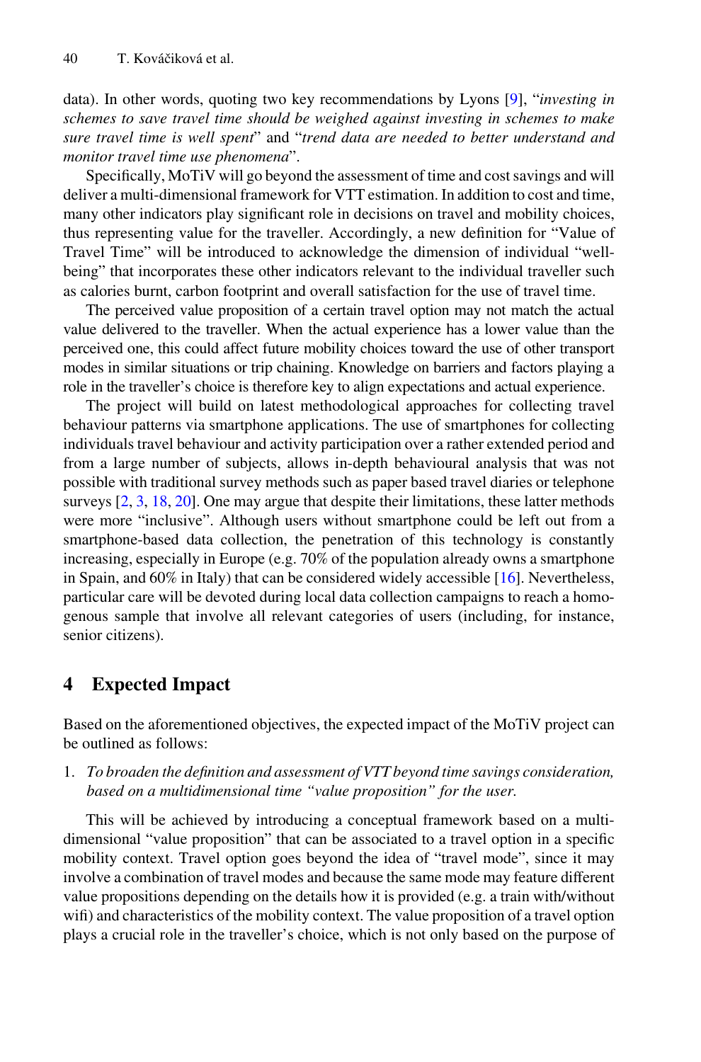data). In other words, quoting two key recommendations by Lyons [9], "*investing in schemes to save travel time should be weighed against investing in schemes to make sure travel time is well spent*" and "*trend data are needed to better understand and monitor travel time use phenomena*".

Specifically, MoTiV will go beyond the assessment of time and cost savings and will deliver a multi-dimensional framework for VTT estimation. In addition to cost and time, many other indicators play significant role in decisions on travel and mobility choices, thus representing value for the traveller. Accordingly, a new definition for "Value of Travel Time" will be introduced to acknowledge the dimension of individual "well-being" that incorporates these other indicators relevant to the individual traveller such as calories burnt, carbon footprint and overall satisfaction for the use of travel time.

The perceived value proposition of a certain travel option may not match the actual value delivered to the traveller. When the actual experience has a lower value than the perceived one, this could affect future mobility choices toward the use of other transport modes in similar situations or trip chaining. Knowledge on barriers and factors playing a role in the traveller's choice is therefore key to align expectations and actual experience.

The project will build on latest methodological approaches for collecting travel behaviour patterns via smartphone applications. The use of smartphones for collecting individuals travel behaviour and activity participation over a rather extended period and from a large number of subjects, allows in-depth behavioural analysis that was not possible with traditional survey methods such as paper based travel diaries or telephone surveys [2, 3, 18, 20]. One may argue that despite their limitations, these latter methods were more "inclusive". Although users without smartphone could be left out from a smartphone-based data collection, the penetration of this technology is constantly increasing, especially in Europe (e.g. 70% of the population already owns a smartphone in Spain, and 60% in Italy) that can be considered widely accessible [16]. Nevertheless, particular care will be devoted during local data collection campaigns to reach a homogenous sample that involve all relevant categories of users (including, for instance, senior citizens).

## 4 Expected Impact

Based on the aforementioned objectives, the expected impact of the MoTiV project can be outlined as follows:

1. *To broaden the definition and assessment of VTT beyond time savings consideration, based on a multidimensional time "value proposition" for the user.*

This will be achieved by introducing a conceptual framework based on a multi-dimensional "value proposition" that can be associated to a travel option in a specific mobility context. Travel option goes beyond the idea of "travel mode", since it may involve a combination of travel modes and because the same mode may feature different value propositions depending on the details how it is provided (e.g. a train with/without wifi) and characteristics of the mobility context. The value proposition of a travel option plays a crucial role in the traveller's choice, which is not only based on the purpose of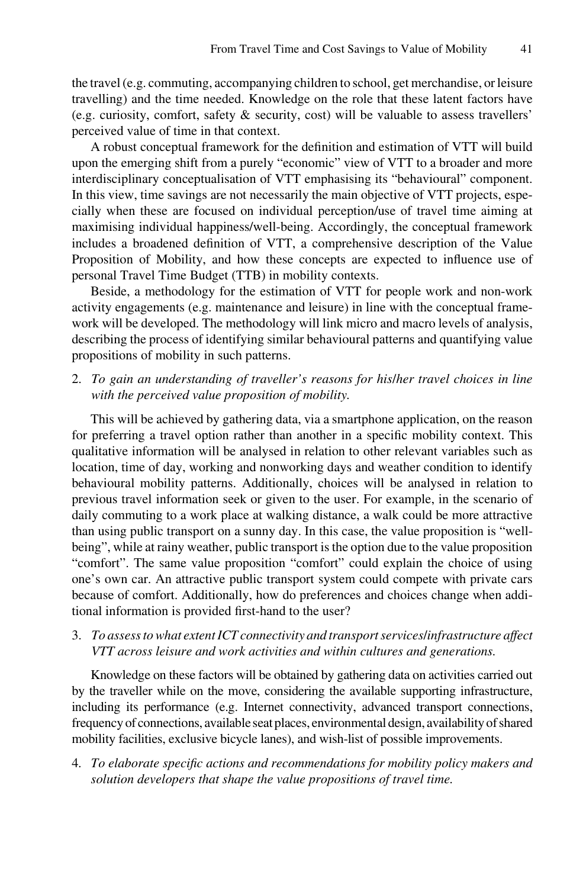the travel (e.g. commuting, accompanying children to school, get merchandise, or leisure travelling) and the time needed. Knowledge on the role that these latent factors have (e.g. curiosity, comfort, safety & security, cost) will be valuable to assess travellers' perceived value of time in that context.

A robust conceptual framework for the definition and estimation of VTT will build upon the emerging shift from a purely "economic" view of VTT to a broader and more interdisciplinary conceptualisation of VTT emphasising its "behavioural" component. In this view, time savings are not necessarily the main objective of VTT projects, especially when these are focused on individual perception/use of travel time aiming at maximising individual happiness/well-being. Accordingly, the conceptual framework includes a broadened definition of VTT, a comprehensive description of the Value Proposition of Mobility, and how these concepts are expected to influence use of personal Travel Time Budget (TTB) in mobility contexts.

Beside, a methodology for the estimation of VTT for people work and non-work activity engagements (e.g. maintenance and leisure) in line with the conceptual framework will be developed. The methodology will link micro and macro levels of analysis, describing the process of identifying similar behavioural patterns and quantifying value propositions of mobility in such patterns.

2. *To gain an understanding of traveller's reasons for his/her travel choices in line with the perceived value proposition of mobility.*

This will be achieved by gathering data, via a smartphone application, on the reason for preferring a travel option rather than another in a specific mobility context. This qualitative information will be analysed in relation to other relevant variables such as location, time of day, working and nonworking days and weather condition to identify behavioural mobility patterns. Additionally, choices will be analysed in relation to previous travel information seek or given to the user. For example, in the scenario of daily commuting to a work place at walking distance, a walk could be more attractive than using public transport on a sunny day. In this case, the value proposition is "well-being", while at rainy weather, public transport is the option due to the value proposition "comfort". The same value proposition "comfort" could explain the choice of using one's own car. An attractive public transport system could compete with private cars because of comfort. Additionally, how do preferences and choices change when additional information is provided first-hand to the user?

3. *To assess to what extent ICT connectivity and transport services/infrastructure affect VTT across leisure and work activities and within cultures and generations.*

Knowledge on these factors will be obtained by gathering data on activities carried out by the traveller while on the move, considering the available supporting infrastructure, including its performance (e.g. Internet connectivity, advanced transport connections, frequency of connections, available seat places, environmental design, availability of shared mobility facilities, exclusive bicycle lanes), and wish-list of possible improvements.

4. *To elaborate specific actions and recommendations for mobility policy makers and solution developers that shape the value propositions of travel time.*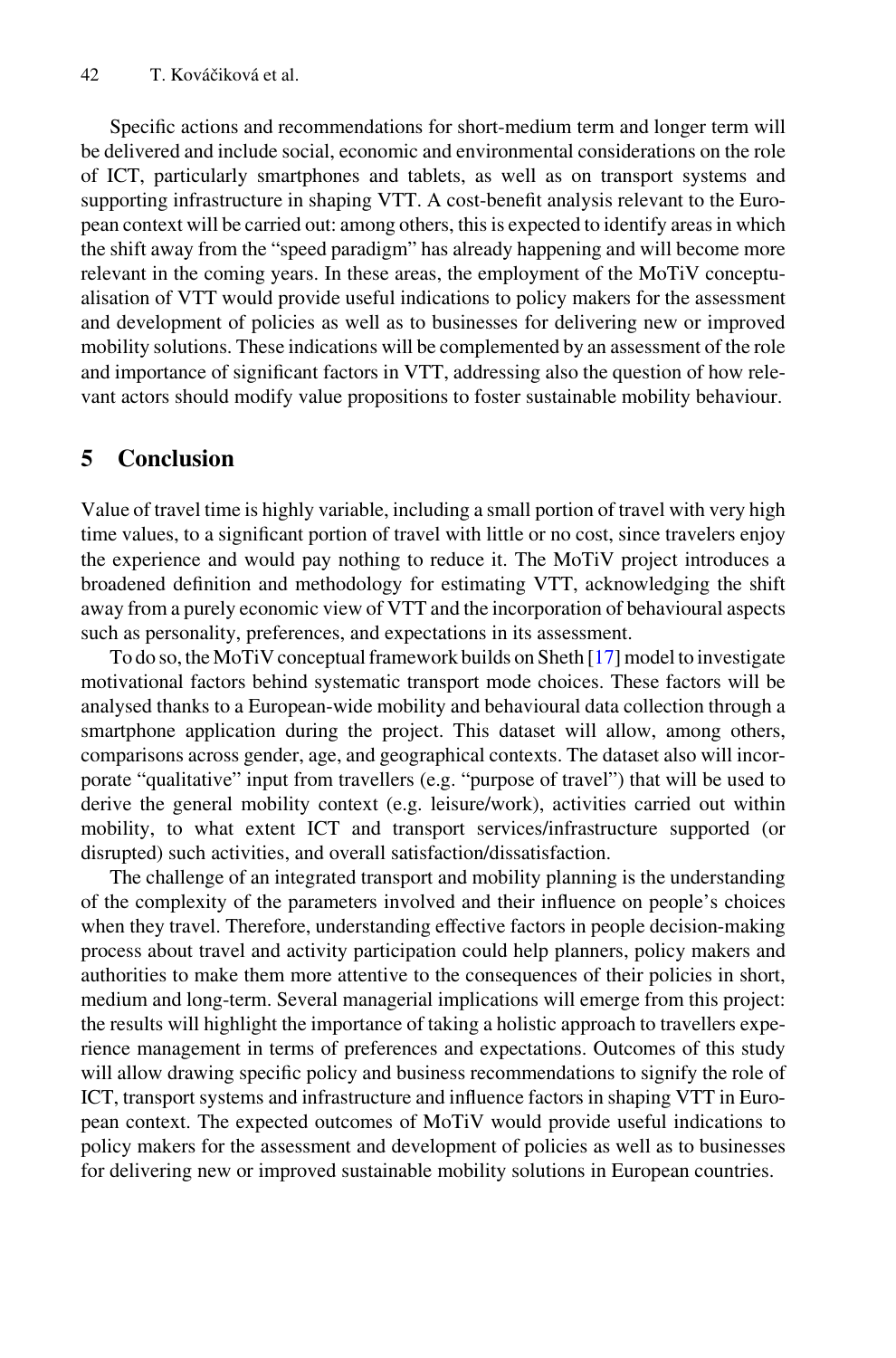Specific actions and recommendations for short-medium term and longer term will be delivered and include social, economic and environmental considerations on the role of ICT, particularly smartphones and tablets, as well as on transport systems and supporting infrastructure in shaping VTT. A cost-benefit analysis relevant to the European context will be carried out: among others, this is expected to identify areas in which the shift away from the "speed paradigm" has already happening and will become more relevant in the coming years. In these areas, the employment of the MoTiV conceptualisation of VTT would provide useful indications to policy makers for the assessment and development of policies as well as to businesses for delivering new or improved mobility solutions. These indications will be complemented by an assessment of the role and importance of significant factors in VTT, addressing also the question of how relevant actors should modify value propositions to foster sustainable mobility behaviour.

## 5 Conclusion

Value of travel time is highly variable, including a small portion of travel with very high time values, to a significant portion of travel with little or no cost, since travelers enjoy the experience and would pay nothing to reduce it. The MoTiV project introduces a broadened definition and methodology for estimating VTT, acknowledging the shift away from a purely economic view of VTT and the incorporation of behavioural aspects such as personality, preferences, and expectations in its assessment.

To do so, the MoTiV conceptual framework builds on Sheth [17] model to investigate motivational factors behind systematic transport mode choices. These factors will be analysed thanks to a European-wide mobility and behavioural data collection through a smartphone application during the project. This dataset will allow, among others, comparisons across gender, age, and geographical contexts. The dataset also will incorporate "qualitative" input from travellers (e.g. "purpose of travel") that will be used to derive the general mobility context (e.g. leisure/work), activities carried out within mobility, to what extent ICT and transport services/infrastructure supported (or disrupted) such activities, and overall satisfaction/dissatisfaction.

The challenge of an integrated transport and mobility planning is the understanding of the complexity of the parameters involved and their influence on people's choices when they travel. Therefore, understanding effective factors in people decision-making process about travel and activity participation could help planners, policy makers and authorities to make them more attentive to the consequences of their policies in short, medium and long-term. Several managerial implications will emerge from this project: the results will highlight the importance of taking a holistic approach to travellers experience management in terms of preferences and expectations. Outcomes of this study will allow drawing specific policy and business recommendations to signify the role of ICT, transport systems and infrastructure and influence factors in shaping VTT in European context. The expected outcomes of MoTiV would provide useful indications to policy makers for the assessment and development of policies as well as to businesses for delivering new or improved sustainable mobility solutions in European countries.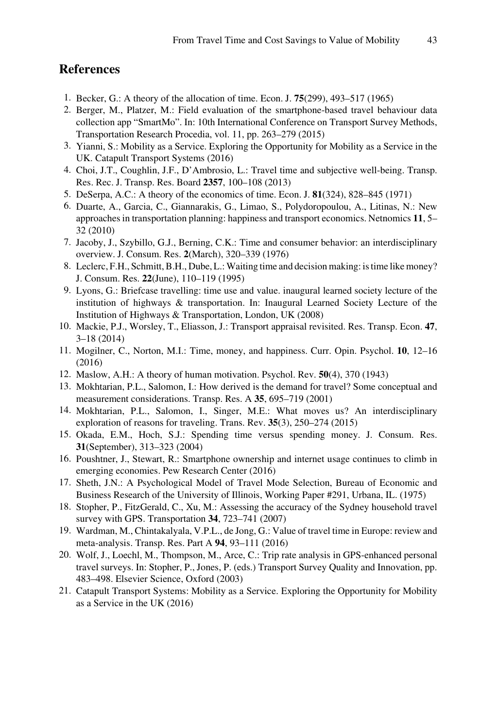## References

1. Becker, G.: A theory of the allocation of time. Econ. J. **75**(299), 493–517 (1965)
2. Berger, M., Platzer, M.: Field evaluation of the smartphone-based travel behaviour data collection app "SmartMo". In: 10th International Conference on Transport Survey Methods, Transportation Research Procedia, vol. 11, pp. 263–279 (2015)
3. Yianni, S.: Mobility as a Service. Exploring the Opportunity for Mobility as a Service in the UK. Catapult Transport Systems (2016)
4. Choi, J.T., Coughlin, J.F., D'Ambrosio, L.: Travel time and subjective well-being. Transp. Res. Rec. J. Transp. Res. Board **2357**, 100–108 (2013)
5. DeSerpa, A.C.: A theory of the economics of time. Econ. J. **81**(324), 828–845 (1971)
6. Duarte, A., Garcia, C., Giannarakis, G., Limao, S., Polydoropoulou, A., Litinas, N.: New approaches in transportation planning: happiness and transport economics. Netnomics **11**, 5–32 (2010)
7. Jacoby, J., Szybillo, G.J., Berning, C.K.: Time and consumer behavior: an interdisciplinary overview. J. Consum. Res. **2**(March), 320–339 (1976)
8. Leclerc, F.H., Schmitt, B.H., Dube, L.: Waiting time and decision making: is time like money? J. Consum. Res. **22**(June), 110–119 (1995)
9. Lyons, G.: Briefcase travelling: time use and value. inaugural learned society lecture of the institution of highways & transportation. In: Inaugural Learned Society Lecture of the Institution of Highways & Transportation, London, UK (2008)
10. Mackie, P.J., Worsley, T., Eliasson, J.: Transport appraisal revisited. Res. Transp. Econ. **47**, 3–18 (2014)
11. Mogilner, C., Norton, M.I.: Time, money, and happiness. Curr. Opin. Psychol. **10**, 12–16 (2016)
12. Maslow, A.H.: A theory of human motivation. Psychol. Rev. **50**(4), 370 (1943)
13. Mokhtarian, P.L., Salomon, I.: How derived is the demand for travel? Some conceptual and measurement considerations. Transp. Res. A **35**, 695–719 (2001)
14. Mokhtarian, P.L., Salomon, I., Singer, M.E.: What moves us? An interdisciplinary exploration of reasons for traveling. Trans. Rev. **35**(3), 250–274 (2015)
15. Okada, E.M., Hoch, S.J.: Spending time versus spending money. J. Consum. Res. **31**(September), 313–323 (2004)
16. Poushtner, J., Stewart, R.: Smartphone ownership and internet usage continues to climb in emerging economies. Pew Research Center (2016)
17. Sheth, J.N.: A Psychological Model of Travel Mode Selection, Bureau of Economic and Business Research of the University of Illinois, Working Paper #291, Urbana, IL. (1975)
18. Stopher, P., FitzGerald, C., Xu, M.: Assessing the accuracy of the Sydney household travel survey with GPS. Transportation **34**, 723–741 (2007)
19. Wardman, M., Chintakalyala, V.P.L., de Jong, G.: Value of travel time in Europe: review and meta-analysis. Transp. Res. Part A **94**, 93–111 (2016)
20. Wolf, J., Loechl, M., Thompson, M., Arce, C.: Trip rate analysis in GPS-enhanced personal travel surveys. In: Stopher, P., Jones, P. (eds.) Transport Survey Quality and Innovation, pp. 483–498. Elsevier Science, Oxford (2003)
21. Catapult Transport Systems: Mobility as a Service. Exploring the Opportunity for Mobility as a Service in the UK (2016)